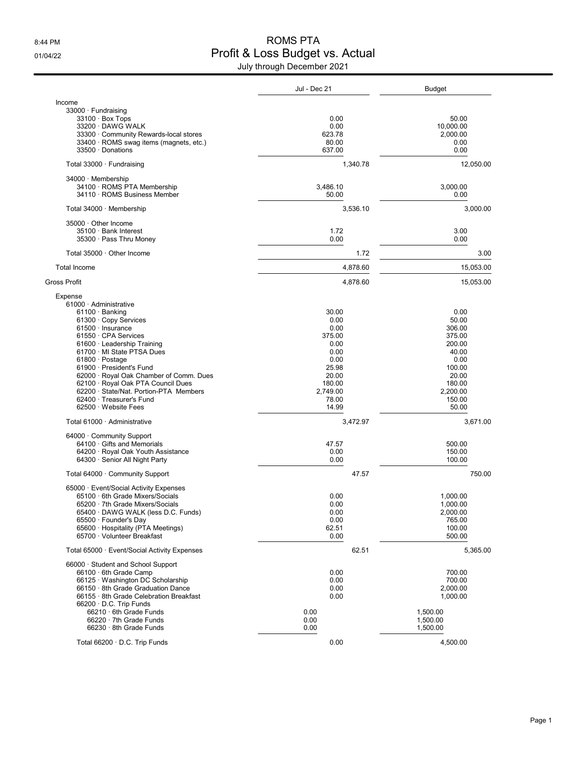# ROMS PTA

## Profit & Loss Budget vs. Actual

### July through December 2021

8:44 PM
01/04/22

| | Jul - Dec 21 | Budget |
|---|---|---|
| **Income** | | |
| 33000 · Fundraising | | |
| 33100 · Box Tops | 0.00 | 50.00 |
| 33200 · DAWG WALK | 0.00 | 10,000.00 |
| 33300 · Community Rewards-local stores | 623.78 | 2,000.00 |
| 33400 · ROMS swag items (magnets, etc.) | 80.00 | 0.00 |
| 33500 · Donations | 637.00 | 0.00 |
| Total 33000 · Fundraising | 1,340.78 | 12,050.00 |
| 34000 · Membership | | |
| 34100 · ROMS PTA Membership | 3,486.10 | 3,000.00 |
| 34110 · ROMS Business Member | 50.00 | 0.00 |
| Total 34000 · Membership | 3,536.10 | 3,000.00 |
| 35000 · Other Income | | |
| 35100 · Bank Interest | 1.72 | 3.00 |
| 35300 · Pass Thru Money | 0.00 | 0.00 |
| Total 35000 · Other Income | 1.72 | 3.00 |
| Total Income | 4,878.60 | 15,053.00 |
| **Gross Profit** | 4,878.60 | 15,053.00 |
| **Expense** | | |
| 61000 · Administrative | | |
| 61100 · Banking | 30.00 | 0.00 |
| 61300 · Copy Services | 0.00 | 50.00 |
| 61500 · Insurance | 0.00 | 306.00 |
| 61550 · CPA Services | 375.00 | 375.00 |
| 61600 · Leadership Training | 0.00 | 200.00 |
| 61700 · MI State PTSA Dues | 0.00 | 40.00 |
| 61800 · Postage | 0.00 | 0.00 |
| 61900 · President's Fund | 25.98 | 100.00 |
| 62000 · Royal Oak Chamber of Comm. Dues | 20.00 | 20.00 |
| 62100 · Royal Oak PTA Council Dues | 180.00 | 180.00 |
| 62200 · State/Nat. Portion-PTA Members | 2,749.00 | 2,200.00 |
| 62400 · Treasurer's Fund | 78.00 | 150.00 |
| 62500 · Website Fees | 14.99 | 50.00 |
| Total 61000 · Administrative | 3,472.97 | 3,671.00 |
| 64000 · Community Support | | |
| 64100 · Gifts and Memorials | 47.57 | 500.00 |
| 64200 · Royal Oak Youth Assistance | 0.00 | 150.00 |
| 64300 · Senior All Night Party | 0.00 | 100.00 |
| Total 64000 · Community Support | 47.57 | 750.00 |
| 65000 · Event/Social Activity Expenses | | |
| 65100 · 6th Grade Mixers/Socials | 0.00 | 1,000.00 |
| 65200 · 7th Grade Mixers/Socials | 0.00 | 1,000.00 |
| 65400 · DAWG WALK (less D.C. Funds) | 0.00 | 2,000.00 |
| 65500 · Founder's Day | 0.00 | 765.00 |
| 65600 · Hospitality (PTA Meetings) | 62.51 | 100.00 |
| 65700 · Volunteer Breakfast | 0.00 | 500.00 |
| Total 65000 · Event/Social Activity Expenses | 62.51 | 5,365.00 |
| 66000 · Student and School Support | | |
| 66100 · 6th Grade Camp | 0.00 | 700.00 |
| 66125 · Washington DC Scholarship | 0.00 | 700.00 |
| 66150 · 8th Grade Graduation Dance | 0.00 | 2,000.00 |
| 66155 · 8th Grade Celebration Breakfast | 0.00 | 1,000.00 |
| 66200 · D.C. Trip Funds | | |
| 66210 · 6th Grade Funds | 0.00 | 1,500.00 |
| 66220 · 7th Grade Funds | 0.00 | 1,500.00 |
| 66230 · 8th Grade Funds | 0.00 | 1,500.00 |
| Total 66200 · D.C. Trip Funds | 0.00 | 4,500.00 |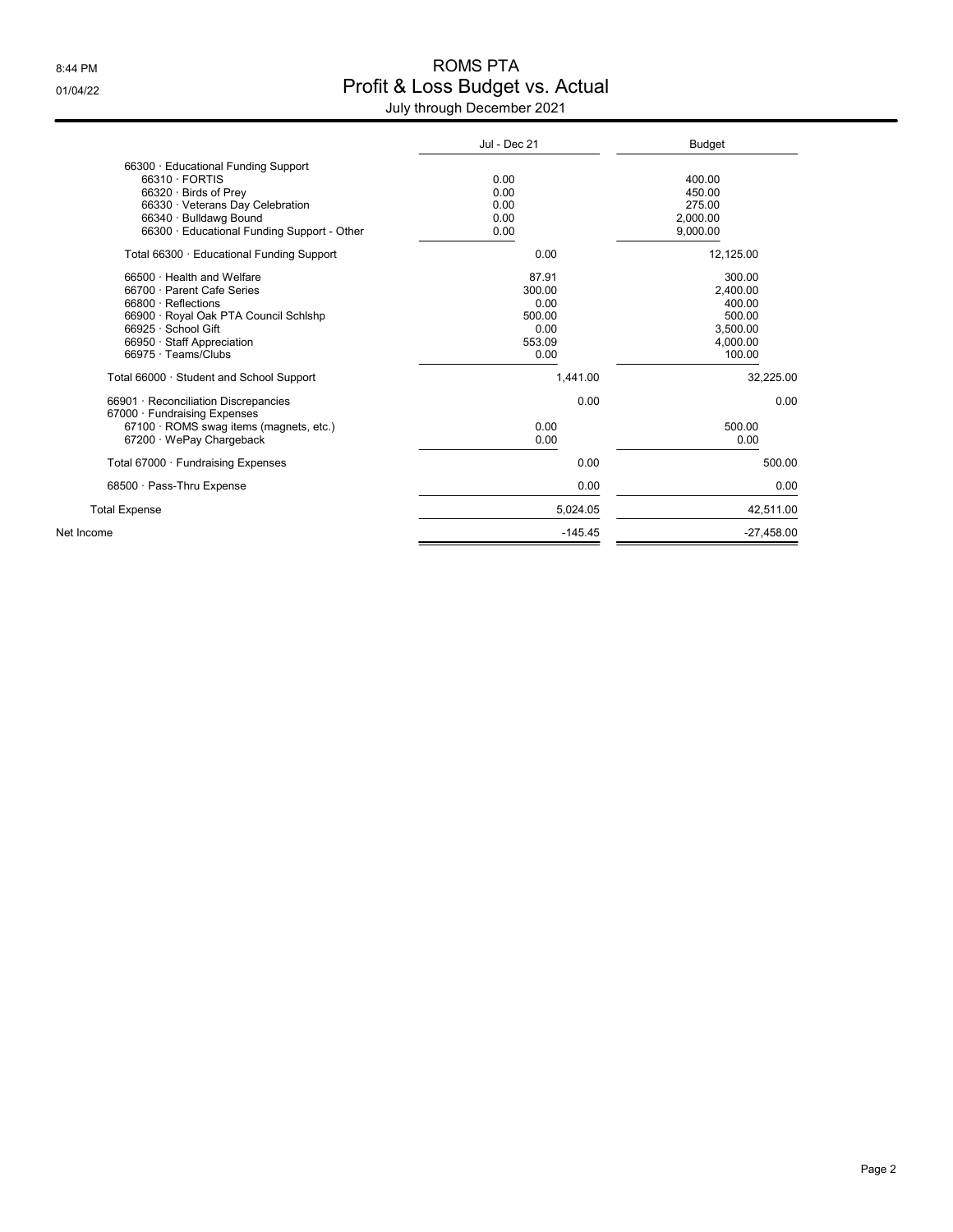# ROMS PTA
## Profit & Loss Budget vs. Actual
### July through December 2021

| | Jul - Dec 21 | Budget |
|---|---|---|
| 66300 · Educational Funding Support | | |
| 66310 · FORTIS | 0.00 | 400.00 |
| 66320 · Birds of Prey | 0.00 | 450.00 |
| 66330 · Veterans Day Celebration | 0.00 | 275.00 |
| 66340 · Bulldawg Bound | 0.00 | 2,000.00 |
| 66300 · Educational Funding Support - Other | 0.00 | 9,000.00 |
| Total 66300 · Educational Funding Support | 0.00 | 12,125.00 |
| 66500 · Health and Welfare | 87.91 | 300.00 |
| 66700 · Parent Cafe Series | 300.00 | 2,400.00 |
| 66800 · Reflections | 0.00 | 400.00 |
| 66900 · Royal Oak PTA Council Schlshp | 500.00 | 500.00 |
| 66925 · School Gift | 0.00 | 3,500.00 |
| 66950 · Staff Appreciation | 553.09 | 4,000.00 |
| 66975 · Teams/Clubs | 0.00 | 100.00 |
| Total 66000 · Student and School Support | 1,441.00 | 32,225.00 |
| 66901 · Reconciliation Discrepancies | 0.00 | 0.00 |
| 67000 · Fundraising Expenses | | |
| 67100 · ROMS swag items (magnets, etc.) | 0.00 | 500.00 |
| 67200 · WePay Chargeback | 0.00 | 0.00 |
| Total 67000 · Fundraising Expenses | 0.00 | 500.00 |
| 68500 · Pass-Thru Expense | 0.00 | 0.00 |
| Total Expense | 5,024.05 | 42,511.00 |
| Net Income | -145.45 | -27,458.00 |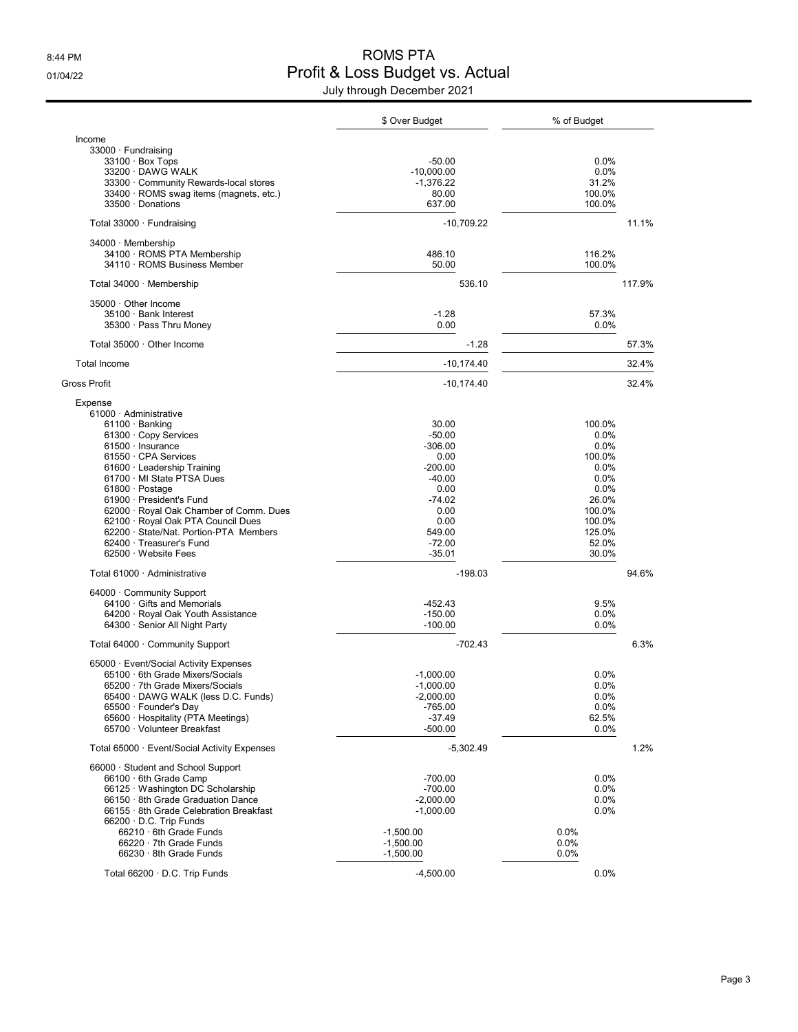# ROMS PTA

## Profit & Loss Budget vs. Actual

July through December 2021

| | $ Over Budget | % of Budget |
|---|---|---|
| **Income** | | |
| 33000 · Fundraising | | |
| 33100 · Box Tops | -50.00 | 0.0% |
| 33200 · DAWG WALK | -10,000.00 | 0.0% |
| 33300 · Community Rewards-local stores | -1,376.22 | 31.2% |
| 33400 · ROMS swag items (magnets, etc.) | 80.00 | 100.0% |
| 33500 · Donations | 637.00 | 100.0% |
| Total 33000 · Fundraising | -10,709.22 | 11.1% |
| 34000 · Membership | | |
| 34100 · ROMS PTA Membership | 486.10 | 116.2% |
| 34110 · ROMS Business Member | 50.00 | 100.0% |
| Total 34000 · Membership | 536.10 | 117.9% |
| 35000 · Other Income | | |
| 35100 · Bank Interest | -1.28 | 57.3% |
| 35300 · Pass Thru Money | 0.00 | 0.0% |
| Total 35000 · Other Income | -1.28 | 57.3% |
| Total Income | -10,174.40 | 32.4% |
| **Gross Profit** | -10,174.40 | 32.4% |
| **Expense** | | |
| 61000 · Administrative | | |
| 61100 · Banking | 30.00 | 100.0% |
| 61300 · Copy Services | -50.00 | 0.0% |
| 61500 · Insurance | -306.00 | 0.0% |
| 61550 · CPA Services | 0.00 | 100.0% |
| 61600 · Leadership Training | -200.00 | 0.0% |
| 61700 · MI State PTSA Dues | -40.00 | 0.0% |
| 61800 · Postage | 0.00 | 0.0% |
| 61900 · President's Fund | -74.02 | 26.0% |
| 62000 · Royal Oak Chamber of Comm. Dues | 0.00 | 100.0% |
| 62100 · Royal Oak PTA Council Dues | 0.00 | 100.0% |
| 62200 · State/Nat. Portion-PTA Members | 549.00 | 125.0% |
| 62400 · Treasurer's Fund | -72.00 | 52.0% |
| 62500 · Website Fees | -35.01 | 30.0% |
| Total 61000 · Administrative | -198.03 | 94.6% |
| 64000 · Community Support | | |
| 64100 · Gifts and Memorials | -452.43 | 9.5% |
| 64200 · Royal Oak Youth Assistance | -150.00 | 0.0% |
| 64300 · Senior All Night Party | -100.00 | 0.0% |
| Total 64000 · Community Support | -702.43 | 6.3% |
| 65000 · Event/Social Activity Expenses | | |
| 65100 · 6th Grade Mixers/Socials | -1,000.00 | 0.0% |
| 65200 · 7th Grade Mixers/Socials | -1,000.00 | 0.0% |
| 65400 · DAWG WALK (less D.C. Funds) | -2,000.00 | 0.0% |
| 65500 · Founder's Day | -765.00 | 0.0% |
| 65600 · Hospitality (PTA Meetings) | -37.49 | 62.5% |
| 65700 · Volunteer Breakfast | -500.00 | 0.0% |
| Total 65000 · Event/Social Activity Expenses | -5,302.49 | 1.2% |
| 66000 · Student and School Support | | |
| 66100 · 6th Grade Camp | -700.00 | 0.0% |
| 66125 · Washington DC Scholarship | -700.00 | 0.0% |
| 66150 · 8th Grade Graduation Dance | -2,000.00 | 0.0% |
| 66155 · 8th Grade Celebration Breakfast | -1,000.00 | 0.0% |
| 66200 · D.C. Trip Funds | | |
| 66210 · 6th Grade Funds | -1,500.00 | 0.0% |
| 66220 · 7th Grade Funds | -1,500.00 | 0.0% |
| 66230 · 8th Grade Funds | -1,500.00 | 0.0% |
| Total 66200 · D.C. Trip Funds | -4,500.00 | 0.0% |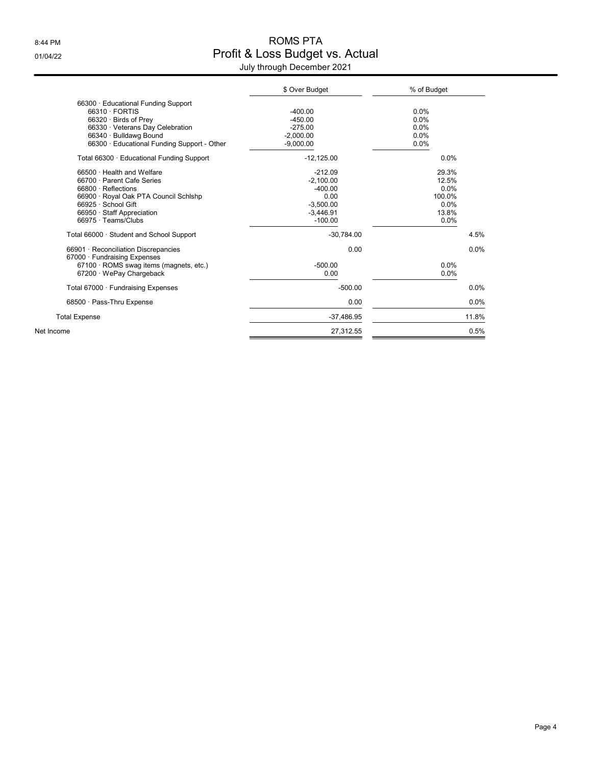# ROMS PTA
## Profit & Loss Budget vs. Actual
July through December 2021

| | $ Over Budget | % of Budget |
|---|---|---|
| 66300 · Educational Funding Support | | |
| 66310 · FORTIS | -400.00 | 0.0% |
| 66320 · Birds of Prey | -450.00 | 0.0% |
| 66330 · Veterans Day Celebration | -275.00 | 0.0% |
| 66340 · Bulldawg Bound | -2,000.00 | 0.0% |
| 66300 · Educational Funding Support - Other | -9,000.00 | 0.0% |
| Total 66300 · Educational Funding Support | -12,125.00 | 0.0% |
| 66500 · Health and Welfare | -212.09 | 29.3% |
| 66700 · Parent Cafe Series | -2,100.00 | 12.5% |
| 66800 · Reflections | -400.00 | 0.0% |
| 66900 · Royal Oak PTA Council Schlshp | 0.00 | 100.0% |
| 66925 · School Gift | -3,500.00 | 0.0% |
| 66950 · Staff Appreciation | -3,446.91 | 13.8% |
| 66975 · Teams/Clubs | -100.00 | 0.0% |
| Total 66000 · Student and School Support | -30,784.00 | 4.5% |
| 66901 · Reconciliation Discrepancies | 0.00 | 0.0% |
| 67000 · Fundraising Expenses | | |
| 67100 · ROMS swag items (magnets, etc.) | -500.00 | 0.0% |
| 67200 · WePay Chargeback | 0.00 | 0.0% |
| Total 67000 · Fundraising Expenses | -500.00 | 0.0% |
| 68500 · Pass-Thru Expense | 0.00 | 0.0% |
| Total Expense | -37,486.95 | 11.8% |
| Net Income | 27,312.55 | 0.5% |